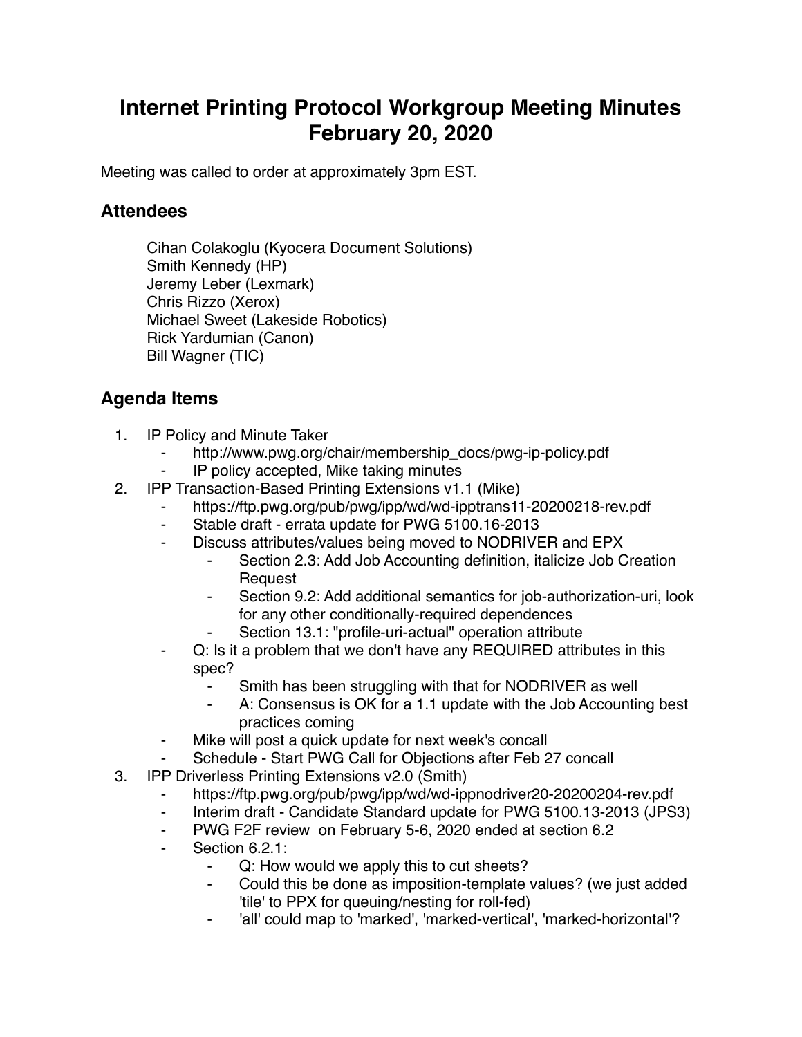# Internet Printing Protocol Workgroup Meeting Minutes February 20, 2020

Meeting was called to order at approximately 3pm EST.

## Attendees

Cihan Colakoglu (Kyocera Document Solutions)
Smith Kennedy (HP)
Jeremy Leber (Lexmark)
Chris Rizzo (Xerox)
Michael Sweet (Lakeside Robotics)
Rick Yardumian (Canon)
Bill Wagner (TIC)

## Agenda Items

1. IP Policy and Minute Taker
    - http://www.pwg.org/chair/membership_docs/pwg-ip-policy.pdf
    - IP policy accepted, Mike taking minutes
2. IPP Transaction-Based Printing Extensions v1.1 (Mike)
    - https://ftp.pwg.org/pub/pwg/ipp/wd/wd-ipptrans11-20200218-rev.pdf
    - Stable draft - errata update for PWG 5100.16-2013
    - Discuss attributes/values being moved to NODRIVER and EPX
        - Section 2.3: Add Job Accounting definition, italicize Job Creation Request
        - Section 9.2: Add additional semantics for job-authorization-uri, look for any other conditionally-required dependences
        - Section 13.1: "profile-uri-actual" operation attribute
    - Q: Is it a problem that we don't have any REQUIRED attributes in this spec?
        - Smith has been struggling with that for NODRIVER as well
        - A: Consensus is OK for a 1.1 update with the Job Accounting best practices coming
    - Mike will post a quick update for next week's concall
    - Schedule - Start PWG Call for Objections after Feb 27 concall
3. IPP Driverless Printing Extensions v2.0 (Smith)
    - https://ftp.pwg.org/pub/pwg/ipp/wd/wd-ippnodriver20-20200204-rev.pdf
    - Interim draft - Candidate Standard update for PWG 5100.13-2013 (JPS3)
    - PWG F2F review on February 5-6, 2020 ended at section 6.2
    - Section 6.2.1:
        - Q: How would we apply this to cut sheets?
        - Could this be done as imposition-template values? (we just added 'tile' to PPX for queuing/nesting for roll-fed)
        - 'all' could map to 'marked', 'marked-vertical', 'marked-horizontal'?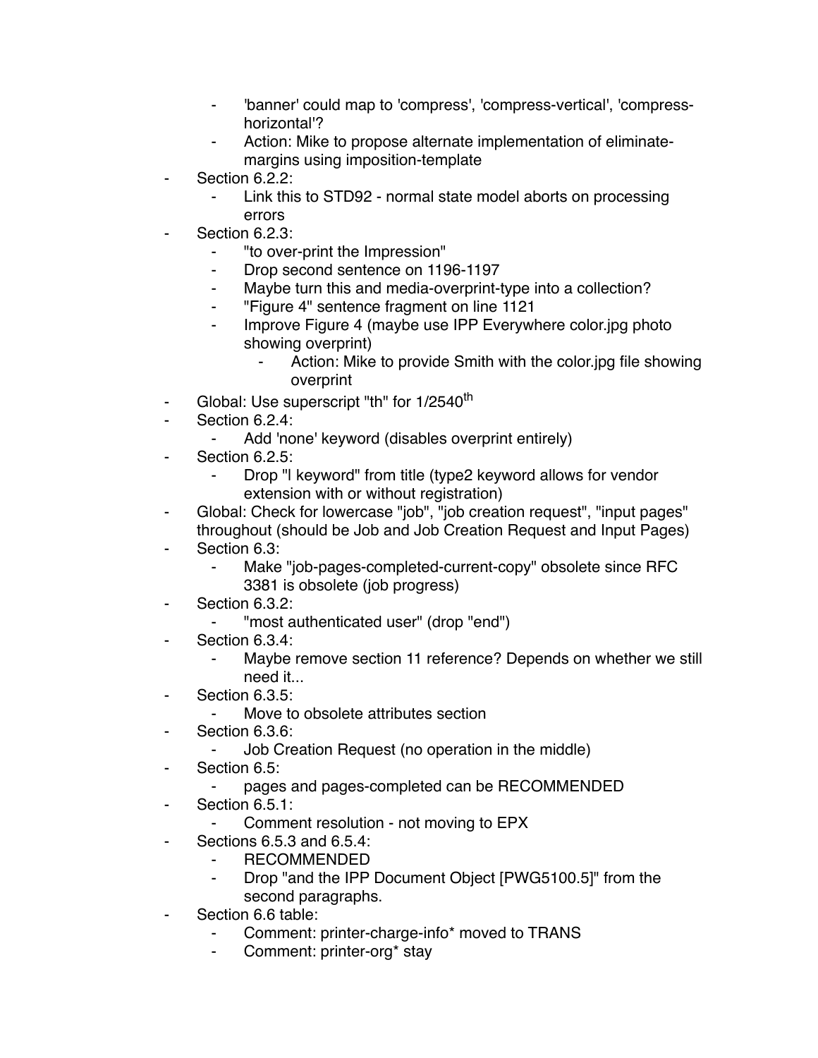- 'banner' could map to 'compress', 'compress-vertical', 'compress-horizontal'?
    - Action: Mike to propose alternate implementation of eliminate-margins using imposition-template
- Section 6.2.2:
    - Link this to STD92 - normal state model aborts on processing errors
- Section 6.2.3:
    - "to over-print the Impression"
    - Drop second sentence on 1196-1197
    - Maybe turn this and media-overprint-type into a collection?
    - "Figure 4" sentence fragment on line 1121
    - Improve Figure 4 (maybe use IPP Everywhere color.jpg photo showing overprint)
        - Action: Mike to provide Smith with the color.jpg file showing overprint
- Global: Use superscript "th" for $1/2540^{th}$
- Section 6.2.4:
    - Add 'none' keyword (disables overprint entirely)
- Section 6.2.5:
    - Drop "| keyword" from title (type2 keyword allows for vendor extension with or without registration)
- Global: Check for lowercase "job", "job creation request", "input pages" throughout (should be Job and Job Creation Request and Input Pages)
- Section 6.3:
    - Make "job-pages-completed-current-copy" obsolete since RFC 3381 is obsolete (job progress)
- Section 6.3.2:
    - "most authenticated user" (drop "end")
- Section 6.3.4:
    - Maybe remove section 11 reference? Depends on whether we still need it...
- Section 6.3.5:
    - Move to obsolete attributes section
- Section 6.3.6:
    - Job Creation Request (no operation in the middle)
- Section 6.5:
    - pages and pages-completed can be RECOMMENDED
- Section 6.5.1:
    - Comment resolution - not moving to EPX
- Sections 6.5.3 and 6.5.4:
    - RECOMMENDED
    - Drop "and the IPP Document Object [PWG5100.5]" from the second paragraphs.
- Section 6.6 table:
    - Comment: printer-charge-info* moved to TRANS
    - Comment: printer-org* stay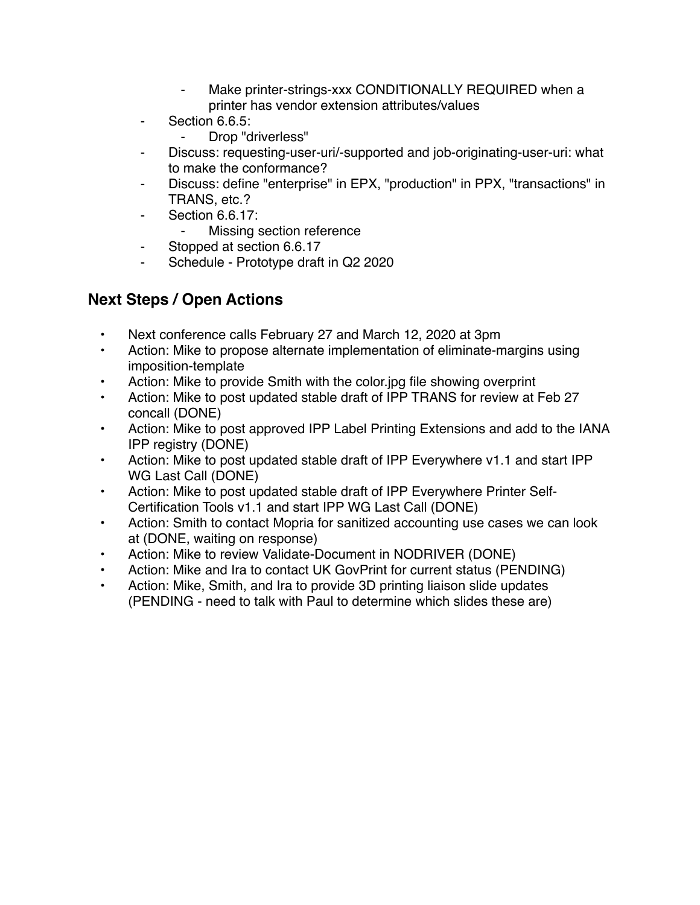- Make printer-strings-xxx CONDITIONALLY REQUIRED when a printer has vendor extension attributes/values
    - Section 6.6.5:
        - Drop "driverless"
    - Discuss: requesting-user-uri/-supported and job-originating-user-uri: what to make the conformance?
    - Discuss: define "enterprise" in EPX, "production" in PPX, "transactions" in TRANS, etc.?
    - Section 6.6.17:
        - Missing section reference
    - Stopped at section 6.6.17
    - Schedule - Prototype draft in Q2 2020

## Next Steps / Open Actions

- Next conference calls February 27 and March 12, 2020 at 3pm
- Action: Mike to propose alternate implementation of eliminate-margins using imposition-template
- Action: Mike to provide Smith with the color.jpg file showing overprint
- Action: Mike to post updated stable draft of IPP TRANS for review at Feb 27 concall (DONE)
- Action: Mike to post approved IPP Label Printing Extensions and add to the IANA IPP registry (DONE)
- Action: Mike to post updated stable draft of IPP Everywhere v1.1 and start IPP WG Last Call (DONE)
- Action: Mike to post updated stable draft of IPP Everywhere Printer Self-Certification Tools v1.1 and start IPP WG Last Call (DONE)
- Action: Smith to contact Mopria for sanitized accounting use cases we can look at (DONE, waiting on response)
- Action: Mike to review Validate-Document in NODRIVER (DONE)
- Action: Mike and Ira to contact UK GovPrint for current status (PENDING)
- Action: Mike, Smith, and Ira to provide 3D printing liaison slide updates (PENDING - need to talk with Paul to determine which slides these are)